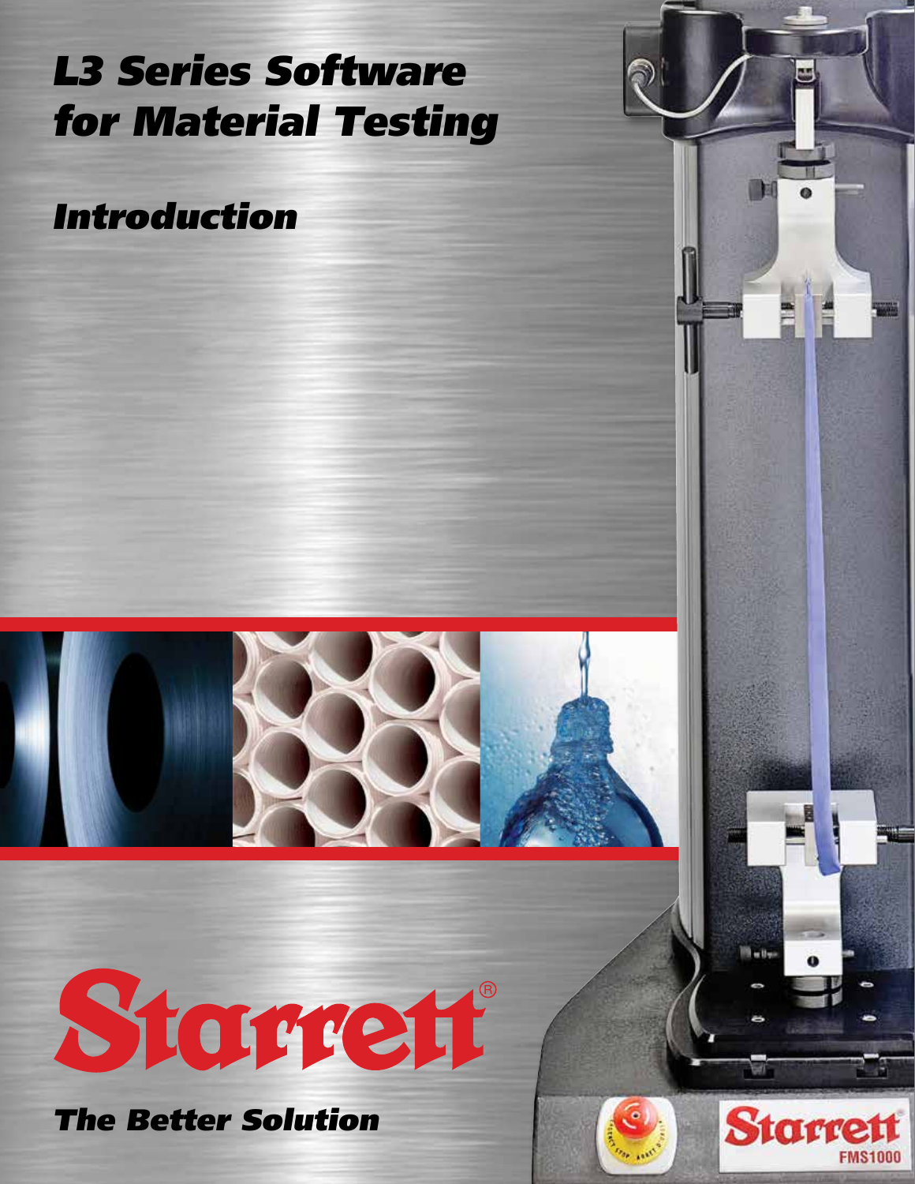# L3 Series Software for Material Testing

## Introduction

Starrett®

*The Better Solution*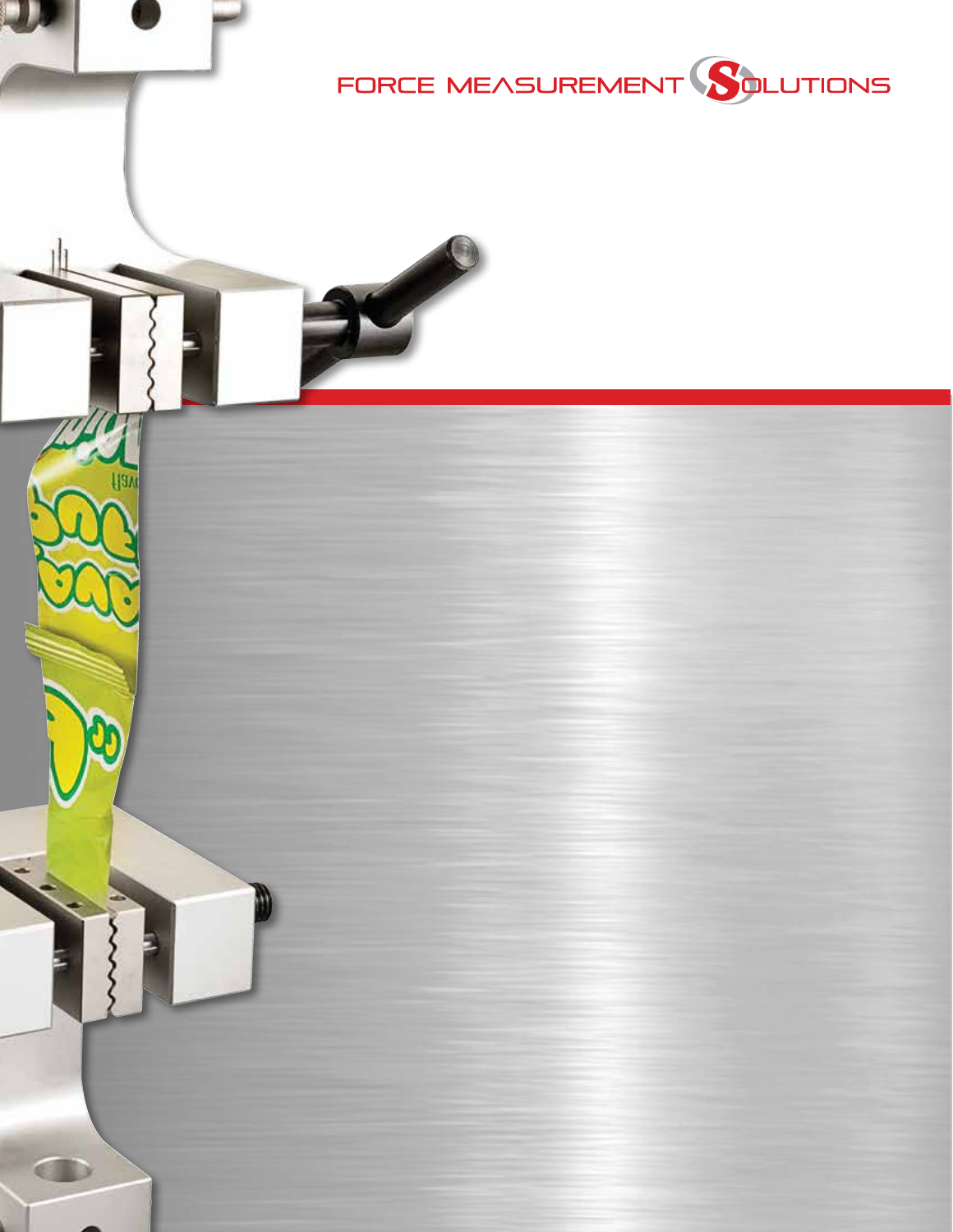FORCE MEASUREMENT SOLUTIONS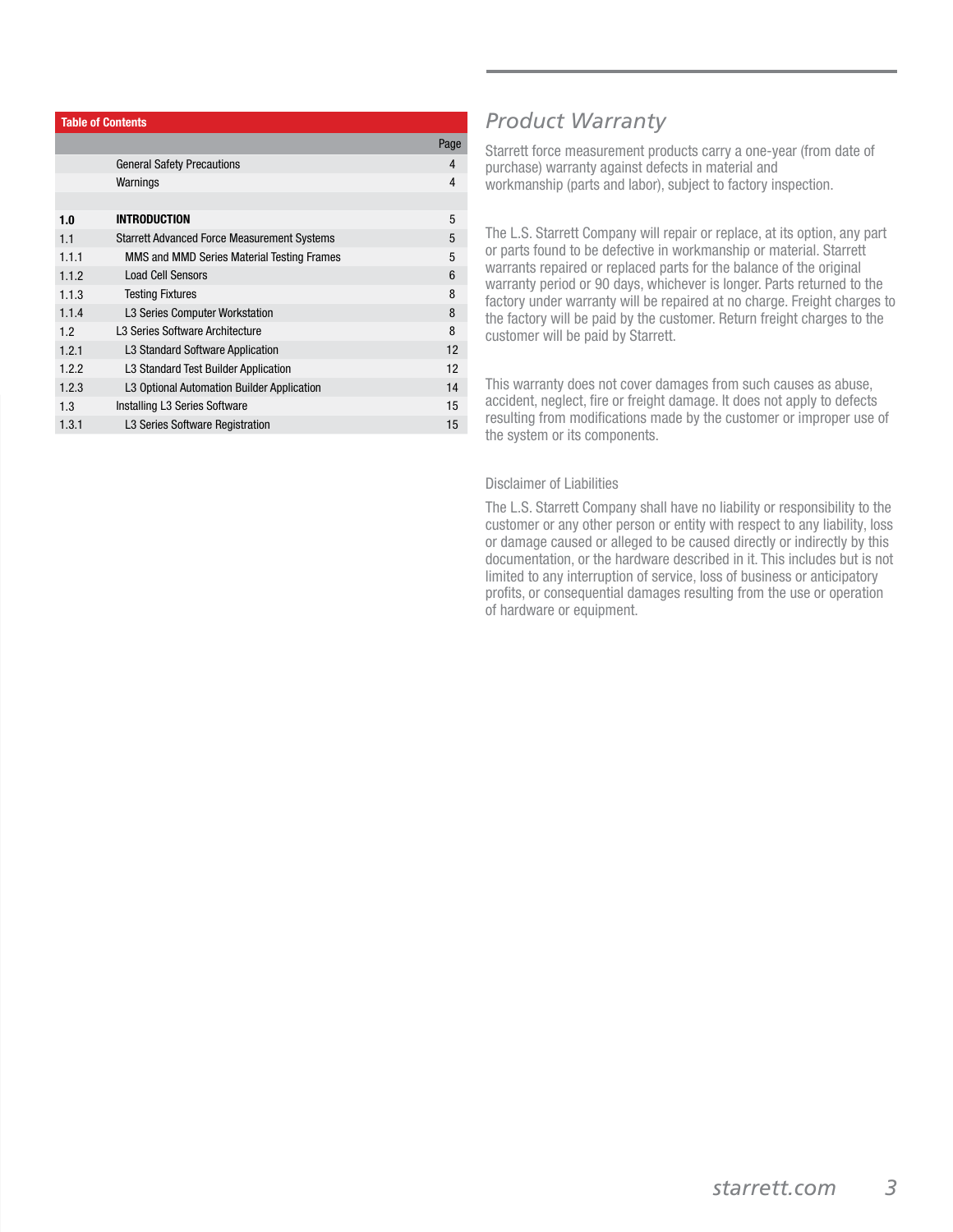## Table of Contents

| | | Page |
|---|---|---|
| | General Safety Precautions | 4 |
| | Warnings | 4 |
| | | |
| **1.0** | **INTRODUCTION** | 5 |
| 1.1 | Starrett Advanced Force Measurement Systems | 5 |
| 1.1.1 | MMS and MMD Series Material Testing Frames | 5 |
| 1.1.2 | Load Cell Sensors | 6 |
| 1.1.3 | Testing Fixtures | 8 |
| 1.1.4 | L3 Series Computer Workstation | 8 |
| 1.2 | L3 Series Software Architecture | 8 |
| 1.2.1 | L3 Standard Software Application | 12 |
| 1.2.2 | L3 Standard Test Builder Application | 12 |
| 1.2.3 | L3 Optional Automation Builder Application | 14 |
| 1.3 | Installing L3 Series Software | 15 |
| 1.3.1 | L3 Series Software Registration | 15 |

# Product Warranty

Starrett force measurement products carry a one-year (from date of purchase) warranty against defects in material and workmanship (parts and labor), subject to factory inspection.

The L.S. Starrett Company will repair or replace, at its option, any part or parts found to be defective in workmanship or material. Starrett warrants repaired or replaced parts for the balance of the original warranty period or 90 days, whichever is longer. Parts returned to the factory under warranty will be repaired at no charge. Freight charges to the factory will be paid by the customer. Return freight charges to the customer will be paid by Starrett.

This warranty does not cover damages from such causes as abuse, accident, neglect, fire or freight damage. It does not apply to defects resulting from modifications made by the customer or improper use of the system or its components.

## Disclaimer of Liabilities

The L.S. Starrett Company shall have no liability or responsibility to the customer or any other person or entity with respect to any liability, loss or damage caused or alleged to be caused directly or indirectly by this documentation, or the hardware described in it. This includes but is not limited to any interruption of service, loss of business or anticipatory profits, or consequential damages resulting from the use or operation of hardware or equipment.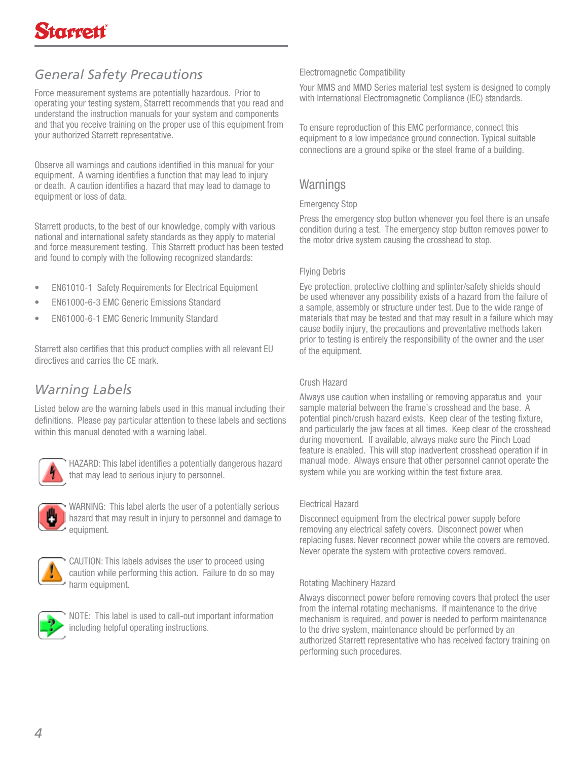## General Safety Precautions

Force measurement systems are potentially hazardous. Prior to operating your testing system, Starrett recommends that you read and understand the instruction manuals for your system and components and that you receive training on the proper use of this equipment from your authorized Starrett representative.

Observe all warnings and cautions identified in this manual for your equipment. A warning identifies a function that may lead to injury or death. A caution identifies a hazard that may lead to damage to equipment or loss of data.

Starrett products, to the best of our knowledge, comply with various national and international safety standards as they apply to material and force measurement testing. This Starrett product has been tested and found to comply with the following recognized standards:

- EN61010-1 Safety Requirements for Electrical Equipment
- EN61000-6-3 EMC Generic Emissions Standard
- EN61000-6-1 EMC Generic Immunity Standard

Starrett also certifies that this product complies with all relevant EU directives and carries the CE mark.

## Warning Labels

Listed below are the warning labels used in this manual including their definitions. Please pay particular attention to these labels and sections within this manual denoted with a warning label.

HAZARD: This label identifies a potentially dangerous hazard that may lead to serious injury to personnel.

WARNING: This label alerts the user of a potentially serious hazard that may result in injury to personnel and damage to equipment.

CAUTION: This labels advises the user to proceed using caution while performing this action. Failure to do so may harm equipment.

NOTE: This label is used to call-out important information including helpful operating instructions.

### Electromagnetic Compatibility

Your MMS and MMD Series material test system is designed to comply with International Electromagnetic Compliance (IEC) standards.

To ensure reproduction of this EMC performance, connect this equipment to a low impedance ground connection. Typical suitable connections are a ground spike or the steel frame of a building.

## Warnings

### Emergency Stop

Press the emergency stop button whenever you feel there is an unsafe condition during a test. The emergency stop button removes power to the motor drive system causing the crosshead to stop.

### Flying Debris

Eye protection, protective clothing and splinter/safety shields should be used whenever any possibility exists of a hazard from the failure of a sample, assembly or structure under test. Due to the wide range of materials that may be tested and that may result in a failure which may cause bodily injury, the precautions and preventative methods taken prior to testing is entirely the responsibility of the owner and the user of the equipment.

### Crush Hazard

Always use caution when installing or removing apparatus and your sample material between the frame's crosshead and the base. A potential pinch/crush hazard exists. Keep clear of the testing fixture, and particularly the jaw faces at all times. Keep clear of the crosshead during movement. If available, always make sure the Pinch Load feature is enabled. This will stop inadvertent crosshead operation if in manual mode. Always ensure that other personnel cannot operate the system while you are working within the test fixture area.

### Electrical Hazard

Disconnect equipment from the electrical power supply before removing any electrical safety covers. Disconnect power when replacing fuses. Never reconnect power while the covers are removed. Never operate the system with protective covers removed.

### Rotating Machinery Hazard

Always disconnect power before removing covers that protect the user from the internal rotating mechanisms. If maintenance to the drive mechanism is required, and power is needed to perform maintenance to the drive system, maintenance should be performed by an authorized Starrett representative who has received factory training on performing such procedures.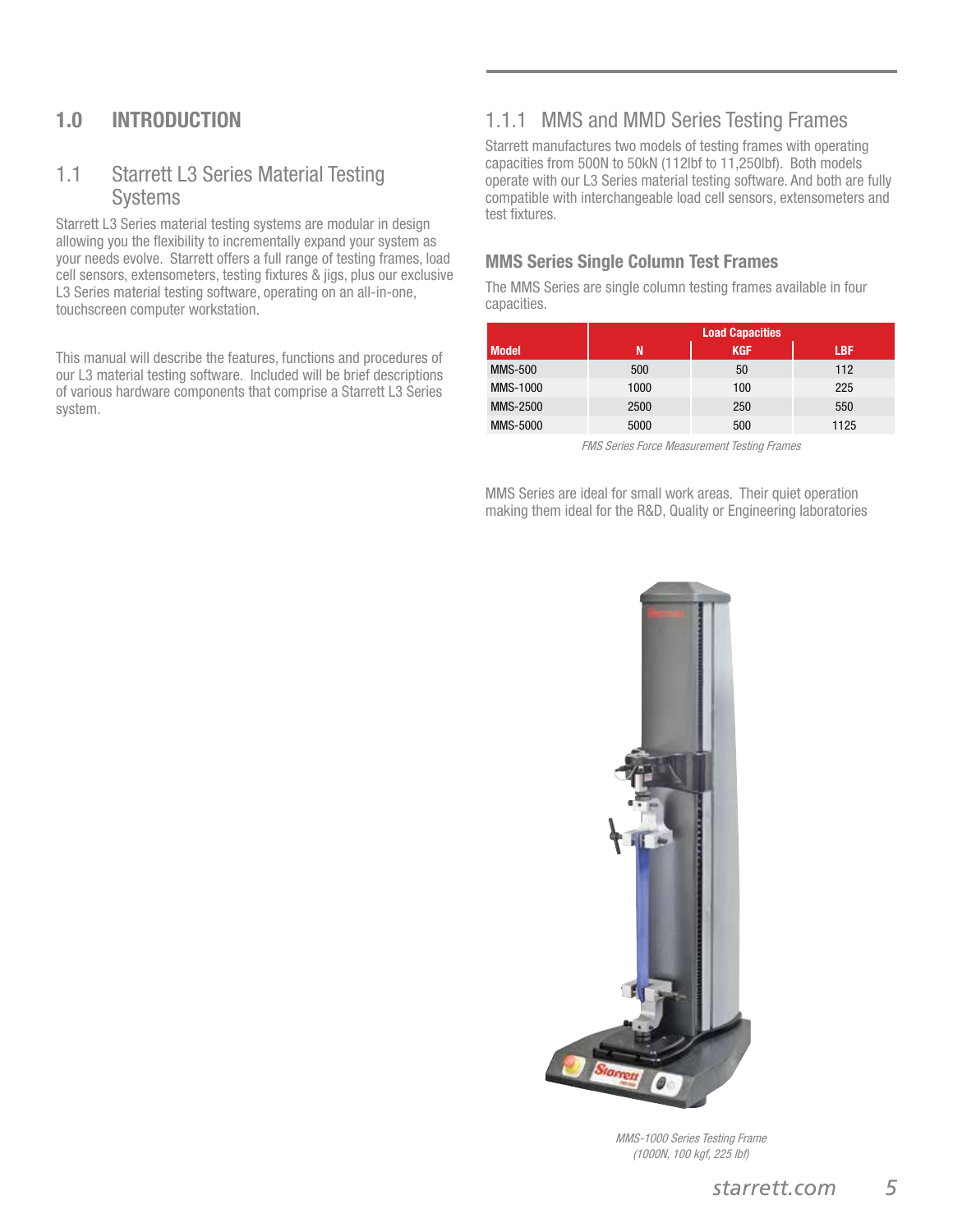# 1.0 INTRODUCTION

## 1.1 Starrett L3 Series Material Testing Systems

Starrett L3 Series material testing systems are modular in design allowing you the flexibility to incrementally expand your system as your needs evolve. Starrett offers a full range of testing frames, load cell sensors, extensometers, testing fixtures & jigs, plus our exclusive L3 Series material testing software, operating on an all-in-one, touchscreen computer workstation.

This manual will describe the features, functions and procedures of our L3 material testing software. Included will be brief descriptions of various hardware components that comprise a Starrett L3 Series system.

### 1.1.1 MMS and MMD Series Testing Frames

Starrett manufactures two models of testing frames with operating capacities from 500N to 50kN (112lbf to 11,250lbf). Both models operate with our L3 Series material testing software. And both are fully compatible with interchangeable load cell sensors, extensometers and test fixtures.

#### MMS Series Single Column Test Frames

The MMS Series are single column testing frames available in four capacities.

| Model | Load Capacities | | |
|---|---|---|---|
| | N | KGF | LBF |
| MMS-500 | 500 | 50 | 112 |
| MMS-1000 | 1000 | 100 | 225 |
| MMS-2500 | 2500 | 250 | 550 |
| MMS-5000 | 5000 | 500 | 1125 |

*FMS Series Force Measurement Testing Frames*

MMS Series are ideal for small work areas. Their quiet operation making them ideal for the R&D, Quality or Engineering laboratories

*MMS-1000 Series Testing Frame (1000N, 100 kgf, 225 lbf)*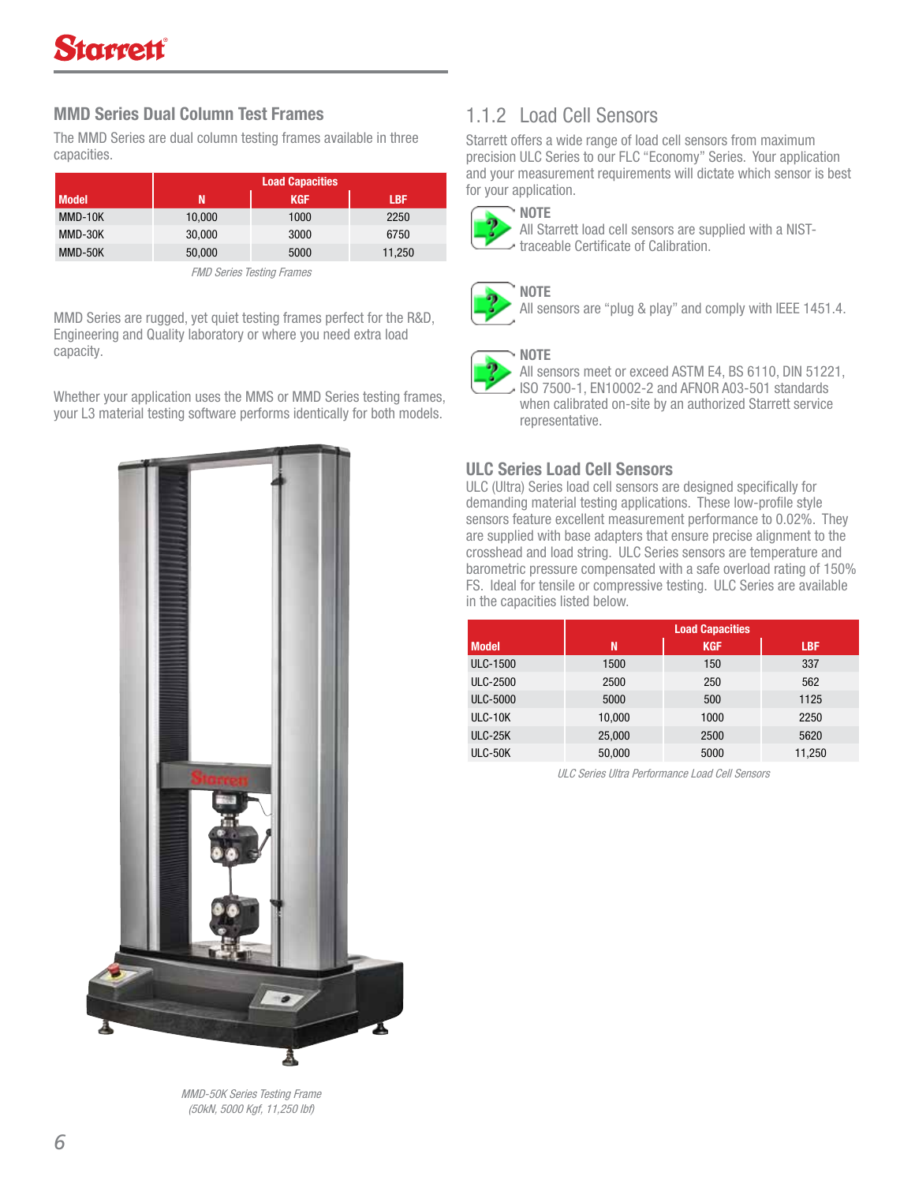## MMD Series Dual Column Test Frames

The MMD Series are dual column testing frames available in three capacities.

| Model | Load Capacities | | |
|---|---|---|---|
| | N | KGF | LBF |
| MMD-10K | 10,000 | 1000 | 2250 |
| MMD-30K | 30,000 | 3000 | 6750 |
| MMD-50K | 50,000 | 5000 | 11,250 |

*FMD Series Testing Frames*

MMD Series are rugged, yet quiet testing frames perfect for the R&D, Engineering and Quality laboratory or where you need extra load capacity.

Whether your application uses the MMS or MMD Series testing frames, your L3 material testing software performs identically for both models.

*MMD-50K Series Testing Frame (50kN, 5000 Kgf, 11,250 lbf)*

## 1.1.2 Load Cell Sensors

Starrett offers a wide range of load cell sensors from maximum precision ULC Series to our FLC "Economy" Series. Your application and your measurement requirements will dictate which sensor is best for your application.

**NOTE**
All Starrett load cell sensors are supplied with a NIST-traceable Certificate of Calibration.

**NOTE**
All sensors are "plug & play" and comply with IEEE 1451.4.

**NOTE**
All sensors meet or exceed ASTM E4, BS 6110, DIN 51221, ISO 7500-1, EN10002-2 and AFNOR A03-501 standards when calibrated on-site by an authorized Starrett service representative.

### ULC Series Load Cell Sensors

ULC (Ultra) Series load cell sensors are designed specifically for demanding material testing applications. These low-profile style sensors feature excellent measurement performance to 0.02%. They are supplied with base adapters that ensure precise alignment to the crosshead and load string. ULC Series sensors are temperature and barometric pressure compensated with a safe overload rating of 150% FS. Ideal for tensile or compressive testing. ULC Series are available in the capacities listed below.

| Model | Load Capacities | | |
|---|---|---|---|
| | N | KGF | LBF |
| ULC-1500 | 1500 | 150 | 337 |
| ULC-2500 | 2500 | 250 | 562 |
| ULC-5000 | 5000 | 500 | 1125 |
| ULC-10K | 10,000 | 1000 | 2250 |
| ULC-25K | 25,000 | 2500 | 5620 |
| ULC-50K | 50,000 | 5000 | 11,250 |

*ULC Series Ultra Performance Load Cell Sensors*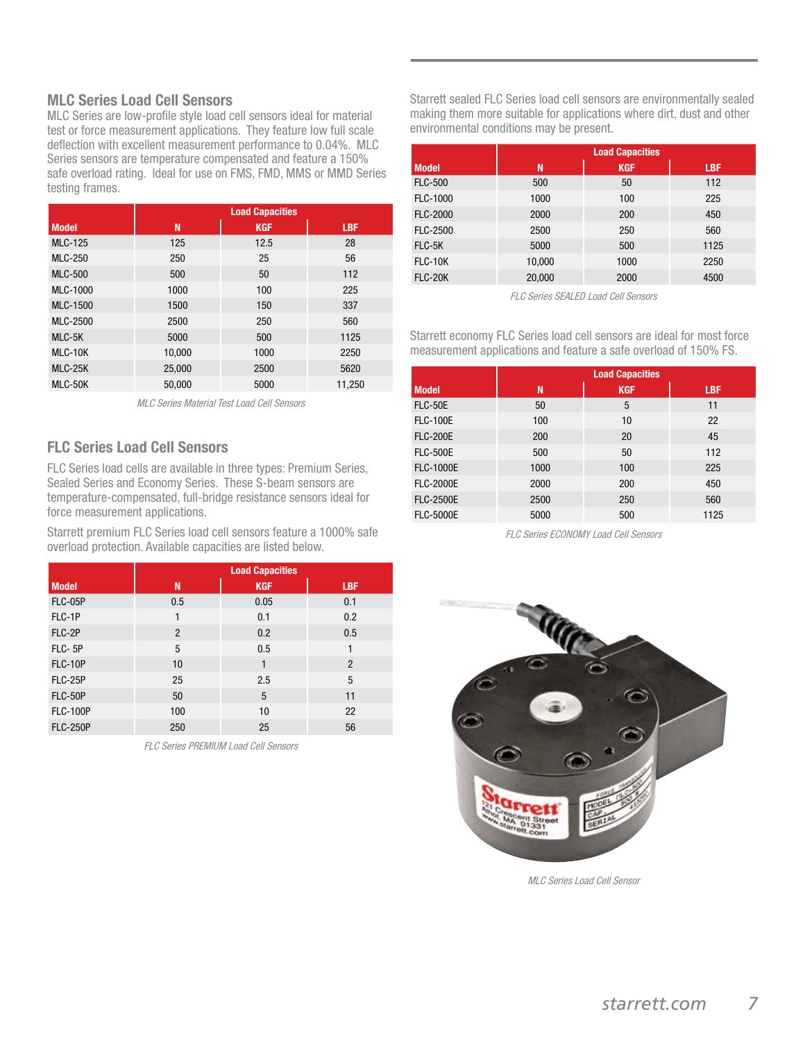## MLC Series Load Cell Sensors

MLC Series are low-profile style load cell sensors ideal for material test or force measurement applications. They feature low full scale deflection with excellent measurement performance to 0.04%. MLC Series sensors are temperature compensated and feature a 150% safe overload rating. Ideal for use on FMS, FMD, MMS or MMD Series testing frames.

| Model | Load Capacities | | |
|---|---|---|---|
| | N | KGF | LBF |
| MLC-125 | 125 | 12.5 | 28 |
| MLC-250 | 250 | 25 | 56 |
| MLC-500 | 500 | 50 | 112 |
| MLC-1000 | 1000 | 100 | 225 |
| MLC-1500 | 1500 | 150 | 337 |
| MLC-2500 | 2500 | 250 | 560 |
| MLC-5K | 5000 | 500 | 1125 |
| MLC-10K | 10,000 | 1000 | 2250 |
| MLC-25K | 25,000 | 2500 | 5620 |
| MLC-50K | 50,000 | 5000 | 11,250 |

*MLC Series Material Test Load Cell Sensors*

## FLC Series Load Cell Sensors

FLC Series load cells are available in three types: Premium Series, Sealed Series and Economy Series. These S-beam sensors are temperature-compensated, full-bridge resistance sensors ideal for force measurement applications.

Starrett premium FLC Series load cell sensors feature a 1000% safe overload protection. Available capacities are listed below.

| Model | Load Capacities | | |
|---|---|---|---|
| | N | KGF | LBF |
| FLC-05P | 0.5 | 0.05 | 0.1 |
| FLC-1P | 1 | 0.1 | 0.2 |
| FLC-2P | 2 | 0.2 | 0.5 |
| FLC- 5P | 5 | 0.5 | 1 |
| FLC-10P | 10 | 1 | 2 |
| FLC-25P | 25 | 2.5 | 5 |
| FLC-50P | 50 | 5 | 11 |
| FLC-100P | 100 | 10 | 22 |
| FLC-250P | 250 | 25 | 56 |

*FLC Series PREMIUM Load Cell Sensors*

Starrett sealed FLC Series load cell sensors are environmentally sealed making them more suitable for applications where dirt, dust and other environmental conditions may be present.

| Model | Load Capacities | | |
|---|---|---|---|
| | N | KGF | LBF |
| FLC-500 | 500 | 50 | 112 |
| FLC-1000 | 1000 | 100 | 225 |
| FLC-2000 | 2000 | 200 | 450 |
| FLC-2500 | 2500 | 250 | 560 |
| FLC-5K | 5000 | 500 | 1125 |
| FLC-10K | 10,000 | 1000 | 2250 |
| FLC-20K | 20,000 | 2000 | 4500 |

*FLC Series SEALED Load Cell Sensors*

Starrett economy FLC Series load cell sensors are ideal for most force measurement applications and feature a safe overload of 150% FS.

| Model | Load Capacities | | |
|---|---|---|---|
| | N | KGF | LBF |
| FLC-50E | 50 | 5 | 11 |
| FLC-100E | 100 | 10 | 22 |
| FLC-200E | 200 | 20 | 45 |
| FLC-500E | 500 | 50 | 112 |
| FLC-1000E | 1000 | 100 | 225 |
| FLC-2000E | 2000 | 200 | 450 |
| FLC-2500E | 2500 | 250 | 560 |
| FLC-5000E | 5000 | 500 | 1125 |

*FLC Series ECONOMY Load Cell Sensors*

*MLC Series Load Cell Sensor*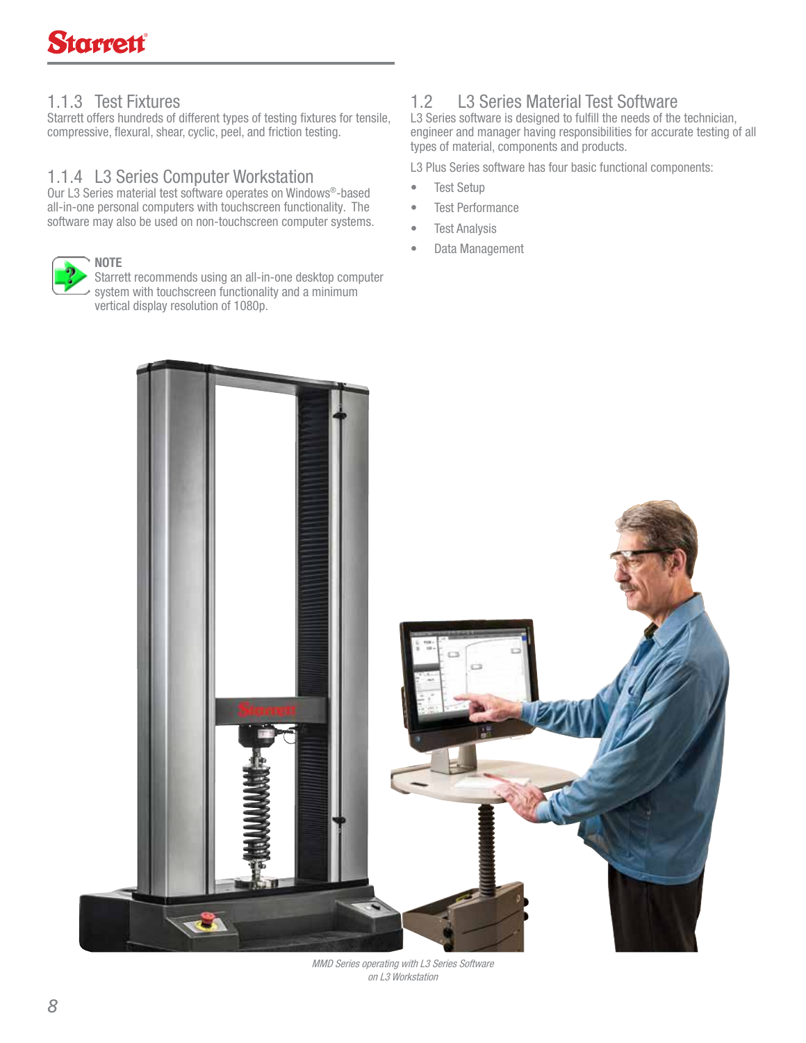### 1.1.3 Test Fixtures

Starrett offers hundreds of different types of testing fixtures for tensile, compressive, flexural, shear, cyclic, peel, and friction testing.

### 1.1.4 L3 Series Computer Workstation

Our L3 Series material test software operates on Windows®-based all-in-one personal computers with touchscreen functionality. The software may also be used on non-touchscreen computer systems.

> **NOTE**
> Starrett recommends using an all-in-one desktop computer system with touchscreen functionality and a minimum vertical display resolution of 1080p.

## 1.2 L3 Series Material Test Software

L3 Series software is designed to fulfill the needs of the technician, engineer and manager having responsibilities for accurate testing of all types of material, components and products.

L3 Plus Series software has four basic functional components:

- Test Setup
- Test Performance
- Test Analysis
- Data Management

*MMD Series operating with L3 Series Software on L3 Workstation*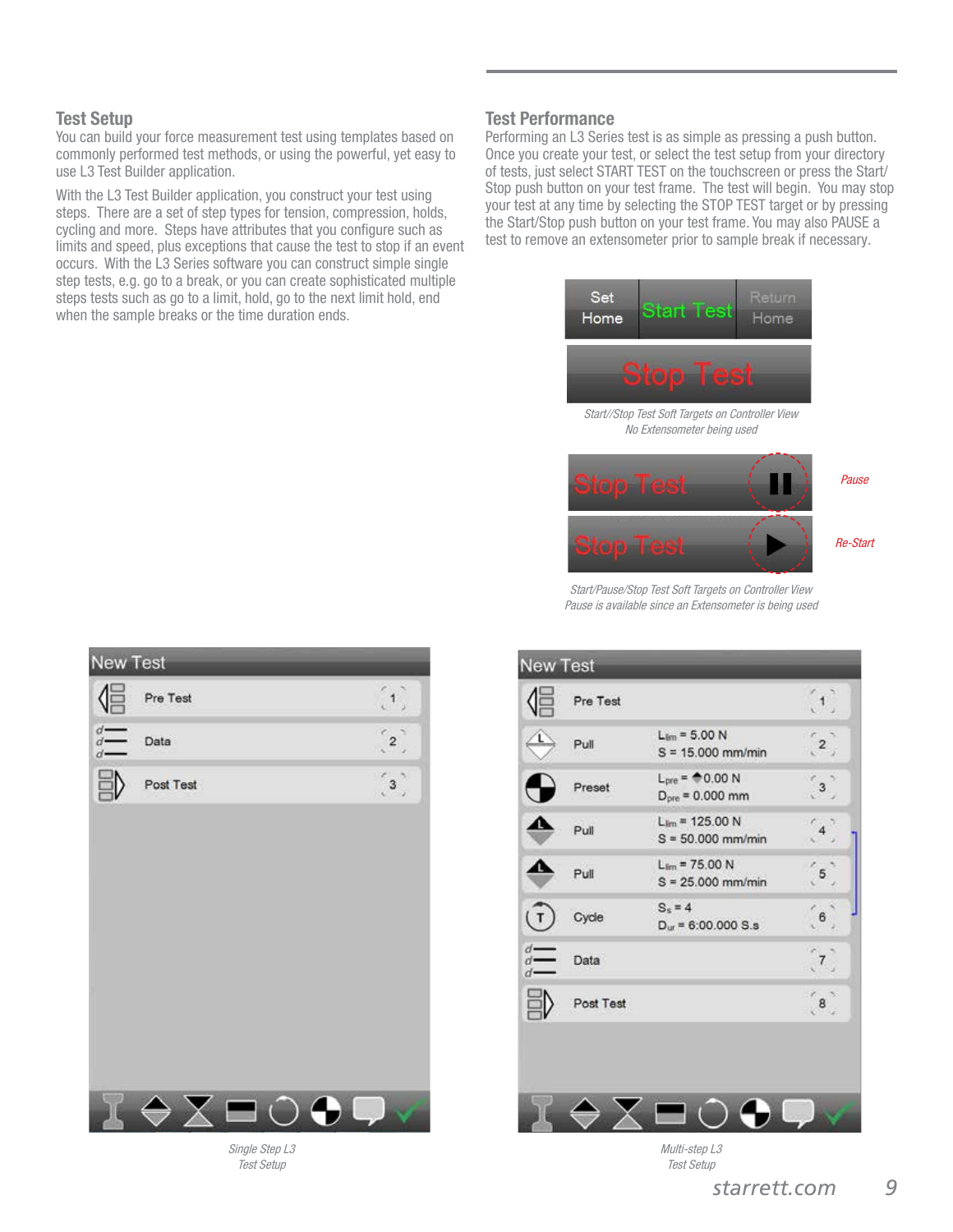## Test Setup

You can build your force measurement test using templates based on commonly performed test methods, or using the powerful, yet easy to use L3 Test Builder application.

With the L3 Test Builder application, you construct your test using steps. There are a set of step types for tension, compression, holds, cycling and more. Steps have attributes that you configure such as limits and speed, plus exceptions that cause the test to stop if an event occurs. With the L3 Series software you can construct simple single step tests, e.g. go to a break, or you can create sophisticated multiple steps tests such as go to a limit, hold, go to the next limit hold, end when the sample breaks or the time duration ends.

## Test Performance

Performing an L3 Series test is as simple as pressing a push button. Once you create your test, or select the test setup from your directory of tests, just select START TEST on the touchscreen or press the Start/Stop push button on your test frame. The test will begin. You may stop your test at any time by selecting the STOP TEST target or by pressing the Start/Stop push button on your test frame. You may also PAUSE a test to remove an extensometer prior to sample break if necessary.

*Start//Stop Test Soft Targets on Controller View*
*No Extensometer being used*

*Pause*

*Re-Start*

*Start/Pause/Stop Test Soft Targets on Controller View*
*Pause is available since an Extensometer is being used*

*Single Step L3 Test Setup*

*Multi-step L3 Test Setup*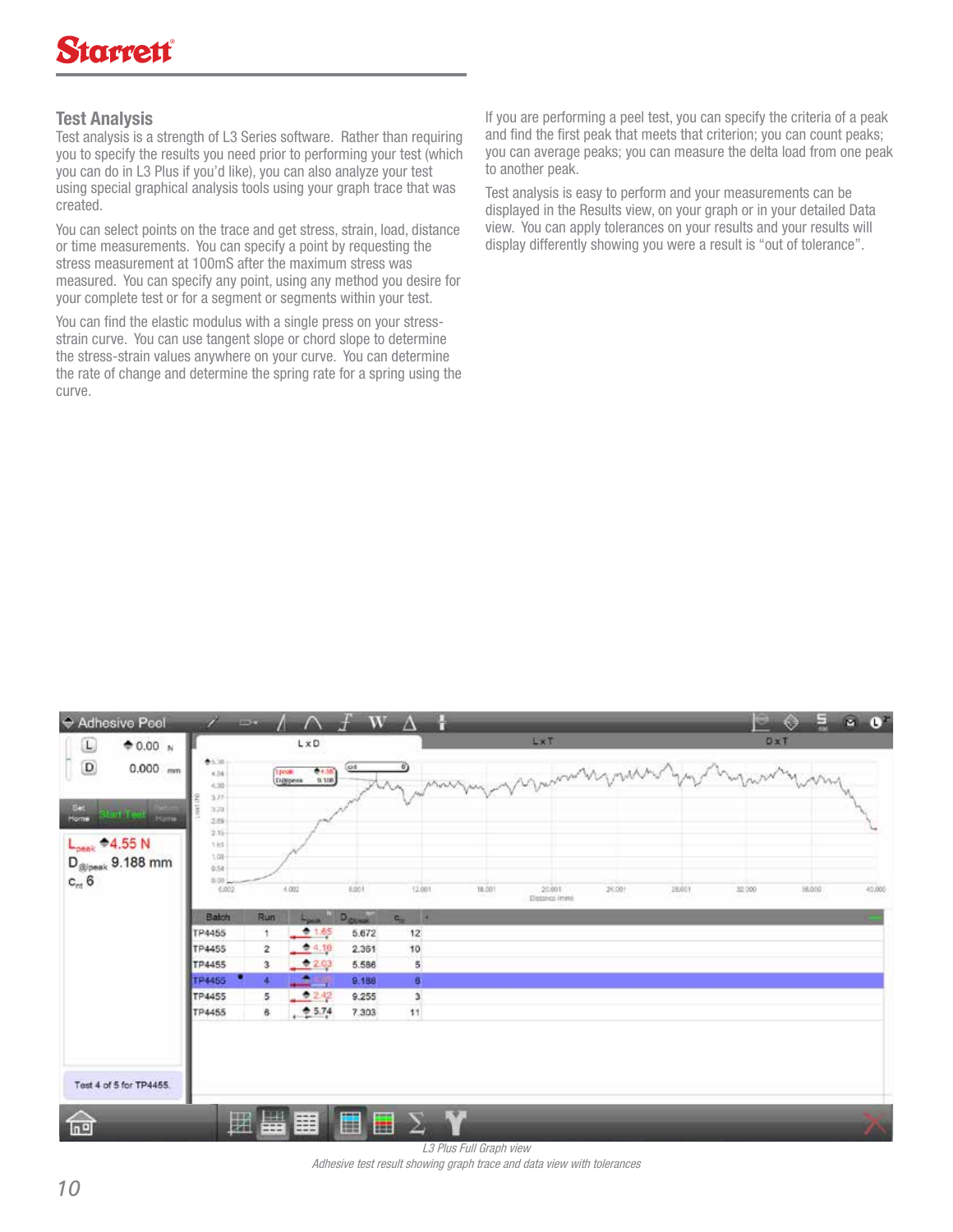## Test Analysis

Test analysis is a strength of L3 Series software. Rather than requiring you to specify the results you need prior to performing your test (which you can do in L3 Plus if you'd like), you can also analyze your test using special graphical analysis tools using your graph trace that was created.

You can select points on the trace and get stress, strain, load, distance or time measurements. You can specify a point by requesting the stress measurement at 100mS after the maximum stress was measured. You can specify any point, using any method you desire for your complete test or for a segment or segments within your test.

You can find the elastic modulus with a single press on your stress-strain curve. You can use tangent slope or chord slope to determine the stress-strain values anywhere on your curve. You can determine the rate of change and determine the spring rate for a spring using the curve.

If you are performing a peel test, you can specify the criteria of a peak and find the first peak that meets that criterion; you can count peaks; you can average peaks; you can measure the delta load from one peak to another peak.

Test analysis is easy to perform and your measurements can be displayed in the Results view, on your graph or in your detailed Data view. You can apply tolerances on your results and your results will display differently showing you were a result is "out of tolerance".

*L3 Plus Full Graph view*

*Adhesive test result showing graph trace and data view with tolerances*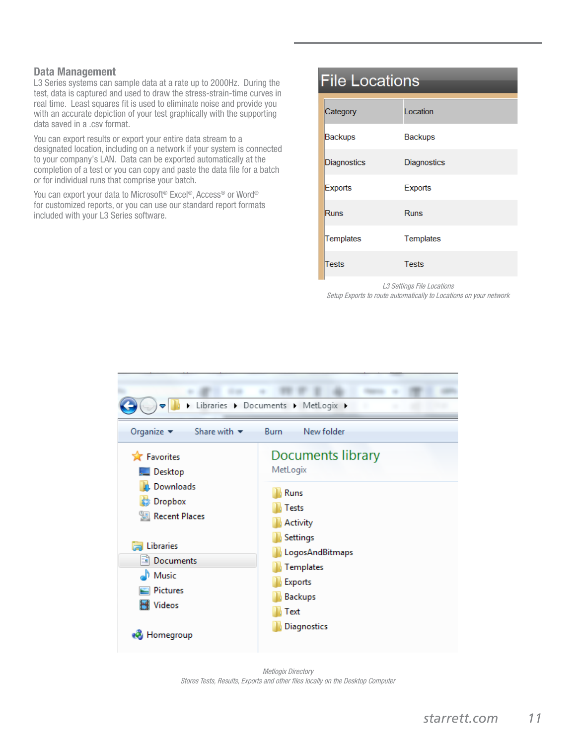## Data Management

L3 Series systems can sample data at a rate up to 2000Hz. During the test, data is captured and used to draw the stress-strain-time curves in real time. Least squares fit is used to eliminate noise and provide you with an accurate depiction of your test graphically with the supporting data saved in a .csv format.

You can export results or export your entire data stream to a designated location, including on a network if your system is connected to your company's LAN. Data can be exported automatically at the completion of a test or you can copy and paste the data file for a batch or for individual runs that comprise your batch.

You can export your data to Microsoft® Excel®, Access® or Word® for customized reports, or you can use our standard report formats included with your L3 Series software.

### File Locations

| Category | Location |
|---|---|
| Backups | Backups |
| Diagnostics | Diagnostics |
| Exports | Exports |
| Runs | Runs |
| Templates | Templates |
| Tests | Tests |

*L3 Settings File Locations*
*Setup Exports to route automatically to Locations on your network*

Libraries ▸ Documents ▸ MetLogix ▸

Organize ▾ Share with ▾ Burn New folder

Favorites
- Desktop
- Downloads
- Dropbox
- Recent Places

Libraries
- Documents
- Music
- Pictures
- Videos

Homegroup

**Documents library**
MetLogix

- Runs
- Tests
- Activity
- Settings
- LogosAndBitmaps
- Templates
- Exports
- Backups
- Text
- Diagnostics

*Metlogix Directory*
*Stores Tests, Results, Exports and other files locally on the Desktop Computer*

starrett.com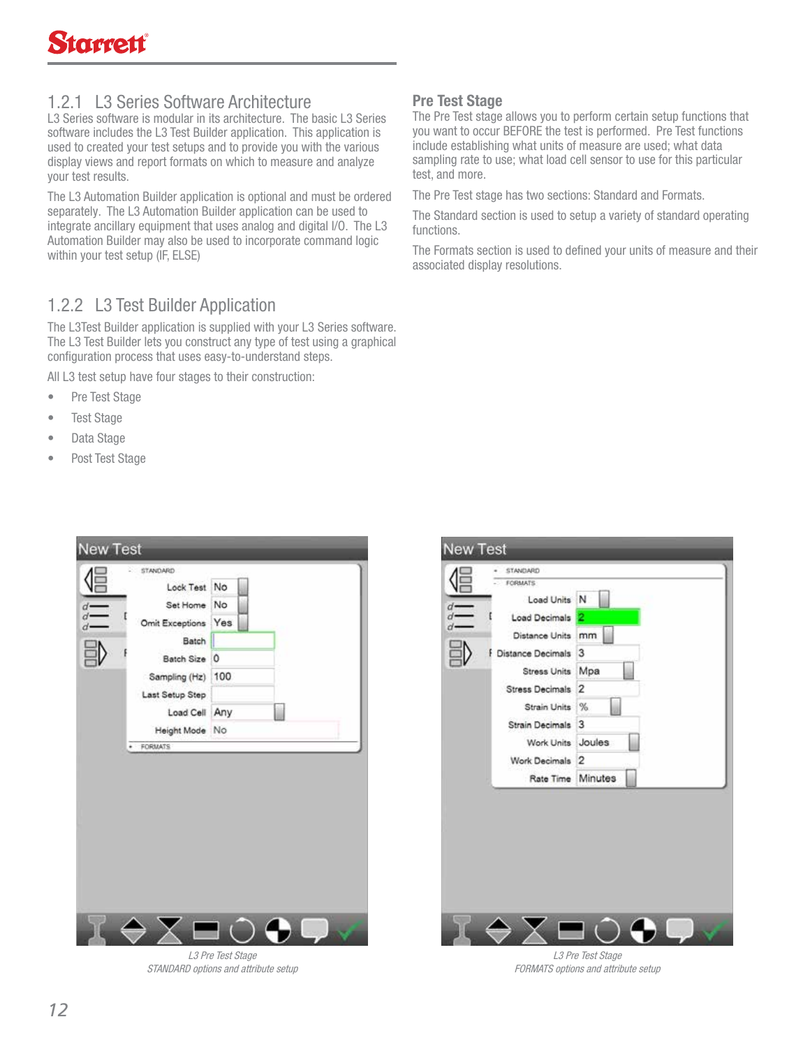### 1.2.1 L3 Series Software Architecture

L3 Series software is modular in its architecture. The basic L3 Series software includes the L3 Test Builder application. This application is used to created your test setups and to provide you with the various display views and report formats on which to measure and analyze your test results.

The L3 Automation Builder application is optional and must be ordered separately. The L3 Automation Builder application can be used to integrate ancillary equipment that uses analog and digital I/O. The L3 Automation Builder may also be used to incorporate command logic within your test setup (IF, ELSE)

### 1.2.2 L3 Test Builder Application

The L3Test Builder application is supplied with your L3 Series software. The L3 Test Builder lets you construct any type of test using a graphical configuration process that uses easy-to-understand steps.

All L3 test setup have four stages to their construction:

- Pre Test Stage
- Test Stage
- Data Stage
- Post Test Stage

### Pre Test Stage

The Pre Test stage allows you to perform certain setup functions that you want to occur BEFORE the test is performed. Pre Test functions include establishing what units of measure are used; what data sampling rate to use; what load cell sensor to use for this particular test, and more.

The Pre Test stage has two sections: Standard and Formats.

The Standard section is used to setup a variety of standard operating functions.

The Formats section is used to defined your units of measure and their associated display resolutions.

L3 Pre Test Stage
STANDARD options and attribute setup

L3 Pre Test Stage
FORMATS options and attribute setup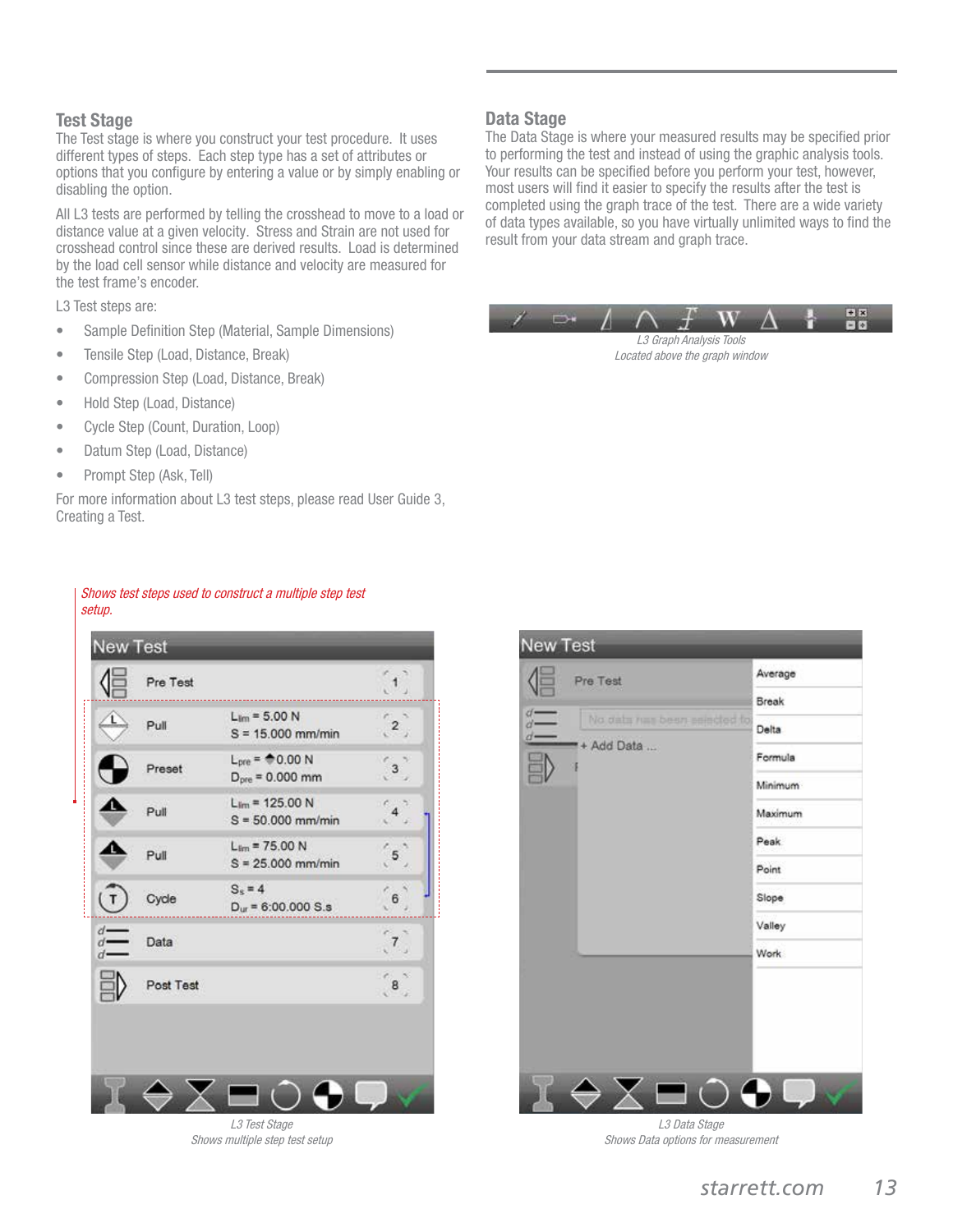## Test Stage

The Test stage is where you construct your test procedure. It uses different types of steps. Each step type has a set of attributes or options that you configure by entering a value or by simply enabling or disabling the option.

All L3 tests are performed by telling the crosshead to move to a load or distance value at a given velocity. Stress and Strain are not used for crosshead control since these are derived results. Load is determined by the load cell sensor while distance and velocity are measured for the test frame's encoder.

L3 Test steps are:

- Sample Definition Step (Material, Sample Dimensions)
- Tensile Step (Load, Distance, Break)
- Compression Step (Load, Distance, Break)
- Hold Step (Load, Distance)
- Cycle Step (Count, Duration, Loop)
- Datum Step (Load, Distance)
- Prompt Step (Ask, Tell)

For more information about L3 test steps, please read User Guide 3, Creating a Test.

*Shows test steps used to construct a multiple step test setup.*

*L3 Test Stage*
*Shows multiple step test setup*

## Data Stage

The Data Stage is where your measured results may be specified prior to performing the test and instead of using the graphic analysis tools. Your results can be specified before you perform your test, however, most users will find it easier to specify the results after the test is completed using the graph trace of the test. There are a wide variety of data types available, so you have virtually unlimited ways to find the result from your data stream and graph trace.

*L3 Graph Analysis Tools*
*Located above the graph window*

*L3 Data Stage*
*Shows Data options for measurement*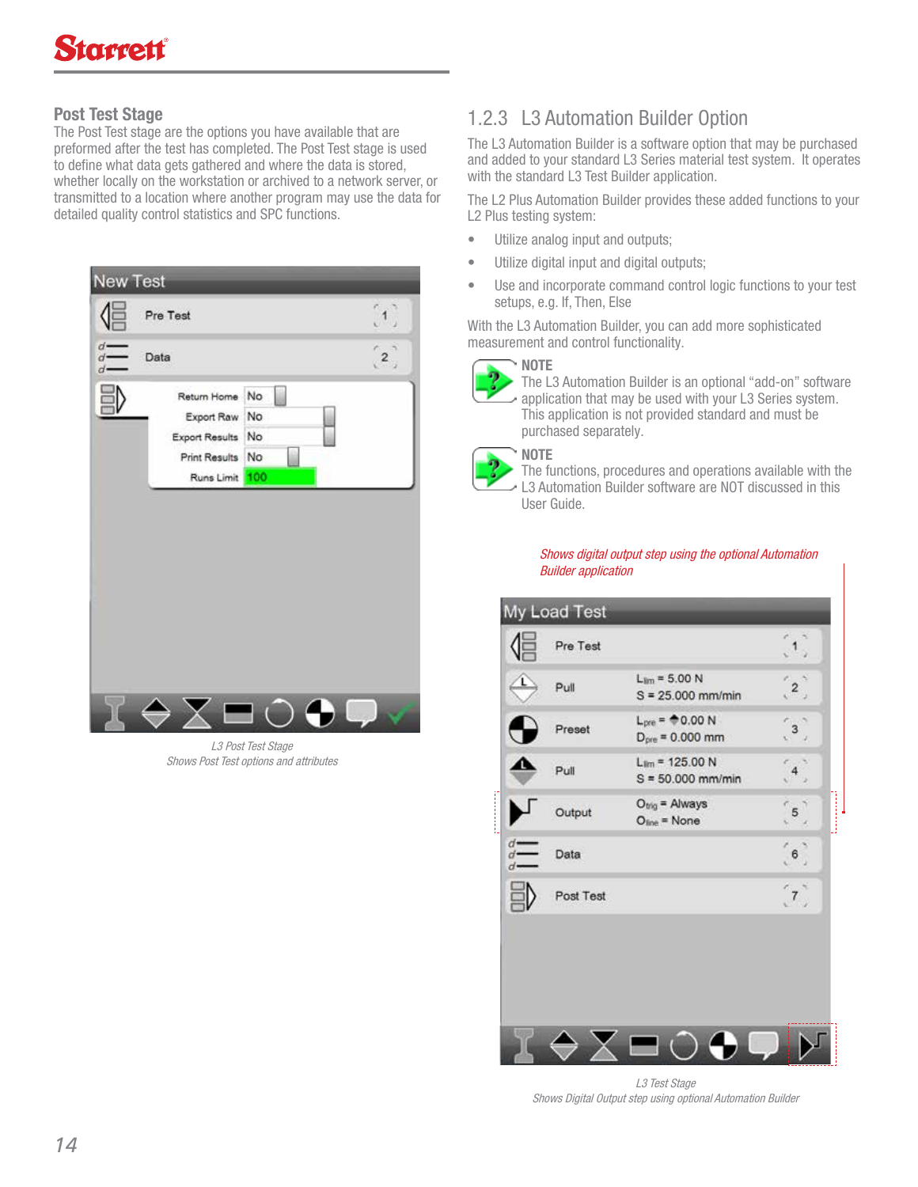## Post Test Stage

The Post Test stage are the options you have available that are preformed after the test has completed. The Post Test stage is used to define what data gets gathered and where the data is stored, whether locally on the workstation or archived to a network server, or transmitted to a location where another program may use the data for detailed quality control statistics and SPC functions.

*L3 Post Test Stage*
*Shows Post Test options and attributes*

## 1.2.3 L3 Automation Builder Option

The L3 Automation Builder is a software option that may be purchased and added to your standard L3 Series material test system. It operates with the standard L3 Test Builder application.

The L2 Plus Automation Builder provides these added functions to your L2 Plus testing system:

- Utilize analog input and outputs;
- Utilize digital input and digital outputs;
- Use and incorporate command control logic functions to your test setups, e.g. If, Then, Else

With the L3 Automation Builder, you can add more sophisticated measurement and control functionality.

**NOTE**
The L3 Automation Builder is an optional "add-on" software application that may be used with your L3 Series system. This application is not provided standard and must be purchased separately.

**NOTE**
The functions, procedures and operations available with the L3 Automation Builder software are NOT discussed in this User Guide.

*Shows digital output step using the optional Automation Builder application*

*L3 Test Stage*
*Shows Digital Output step using optional Automation Builder*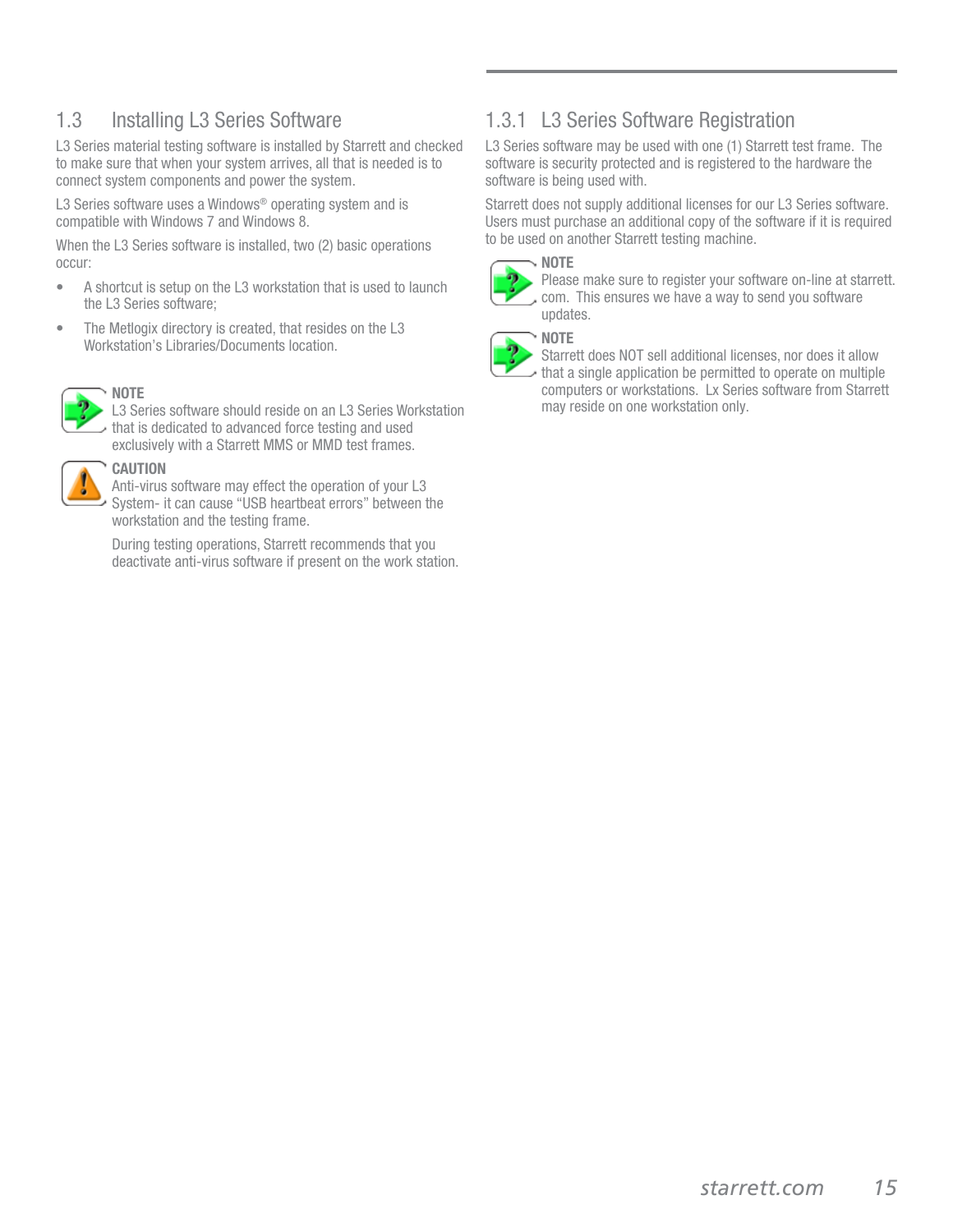## 1.3 Installing L3 Series Software

L3 Series material testing software is installed by Starrett and checked to make sure that when your system arrives, all that is needed is to connect system components and power the system.

L3 Series software uses a Windows® operating system and is compatible with Windows 7 and Windows 8.

When the L3 Series software is installed, two (2) basic operations occur:

- A shortcut is setup on the L3 workstation that is used to launch the L3 Series software;
- The Metlogix directory is created, that resides on the L3 Workstation's Libraries/Documents location.

**NOTE**
L3 Series software should reside on an L3 Series Workstation that is dedicated to advanced force testing and used exclusively with a Starrett MMS or MMD test frames.

**CAUTION**
Anti-virus software may effect the operation of your L3 System- it can cause "USB heartbeat errors" between the workstation and the testing frame.

During testing operations, Starrett recommends that you deactivate anti-virus software if present on the work station.

### 1.3.1 L3 Series Software Registration

L3 Series software may be used with one (1) Starrett test frame. The software is security protected and is registered to the hardware the software is being used with.

Starrett does not supply additional licenses for our L3 Series software. Users must purchase an additional copy of the software if it is required to be used on another Starrett testing machine.

**NOTE**
Please make sure to register your software on-line at starrett.com. This ensures we have a way to send you software updates.

**NOTE**
Starrett does NOT sell additional licenses, nor does it allow that a single application be permitted to operate on multiple computers or workstations. Lx Series software from Starrett may reside on one workstation only.